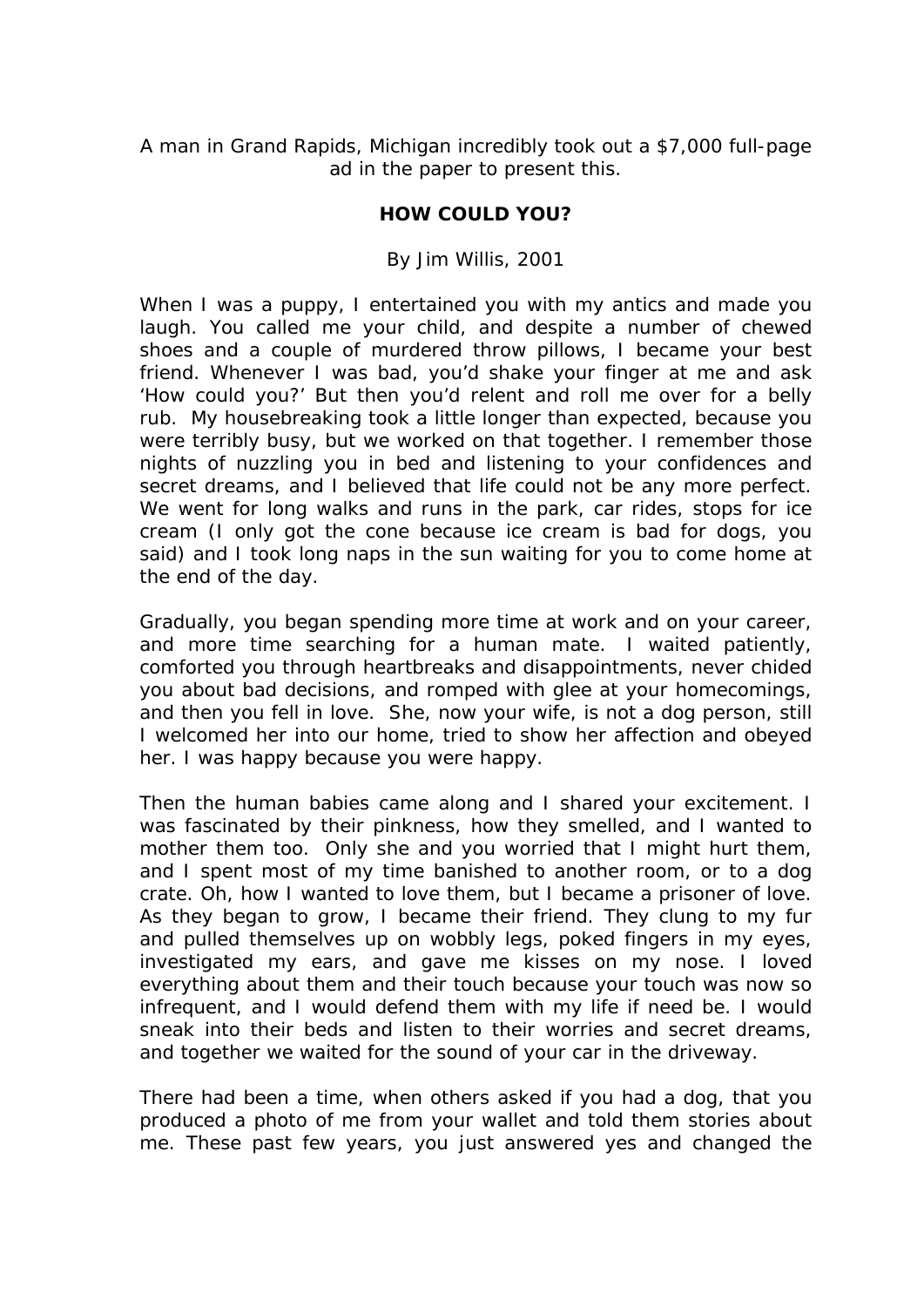A man in Grand Rapids, Michigan incredibly took out a $7,000 full-page ad in the paper to present this.

**HOW COULD YOU?**

By Jim Willis, 2001

When I was a puppy, I entertained you with my antics and made you laugh. You called me your child, and despite a number of chewed shoes and a couple of murdered throw pillows, I became your best friend. Whenever I was bad, you'd shake your finger at me and ask 'How could you?' But then you'd relent and roll me over for a belly rub. My housebreaking took a little longer than expected, because you were terribly busy, but we worked on that together. I remember those nights of nuzzling you in bed and listening to your confidences and secret dreams, and I believed that life could not be any more perfect. We went for long walks and runs in the park, car rides, stops for ice cream (I only got the cone because ice cream is bad for dogs, you said) and I took long naps in the sun waiting for you to come home at the end of the day.

Gradually, you began spending more time at work and on your career, and more time searching for a human mate. I waited patiently, comforted you through heartbreaks and disappointments, never chided you about bad decisions, and romped with glee at your homecomings, and then you fell in love. She, now your wife, is not a dog person, still I welcomed her into our home, tried to show her affection and obeyed her. I was happy because you were happy.

Then the human babies came along and I shared your excitement. I was fascinated by their pinkness, how they smelled, and I wanted to mother them too. Only she and you worried that I might hurt them, and I spent most of my time banished to another room, or to a dog crate. Oh, how I wanted to love them, but I became a prisoner of love. As they began to grow, I became their friend. They clung to my fur and pulled themselves up on wobbly legs, poked fingers in my eyes, investigated my ears, and gave me kisses on my nose. I loved everything about them and their touch because your touch was now so infrequent, and I would defend them with my life if need be. I would sneak into their beds and listen to their worries and secret dreams, and together we waited for the sound of your car in the driveway.

There had been a time, when others asked if you had a dog, that you produced a photo of me from your wallet and told them stories about me. These past few years, you just answered yes and changed the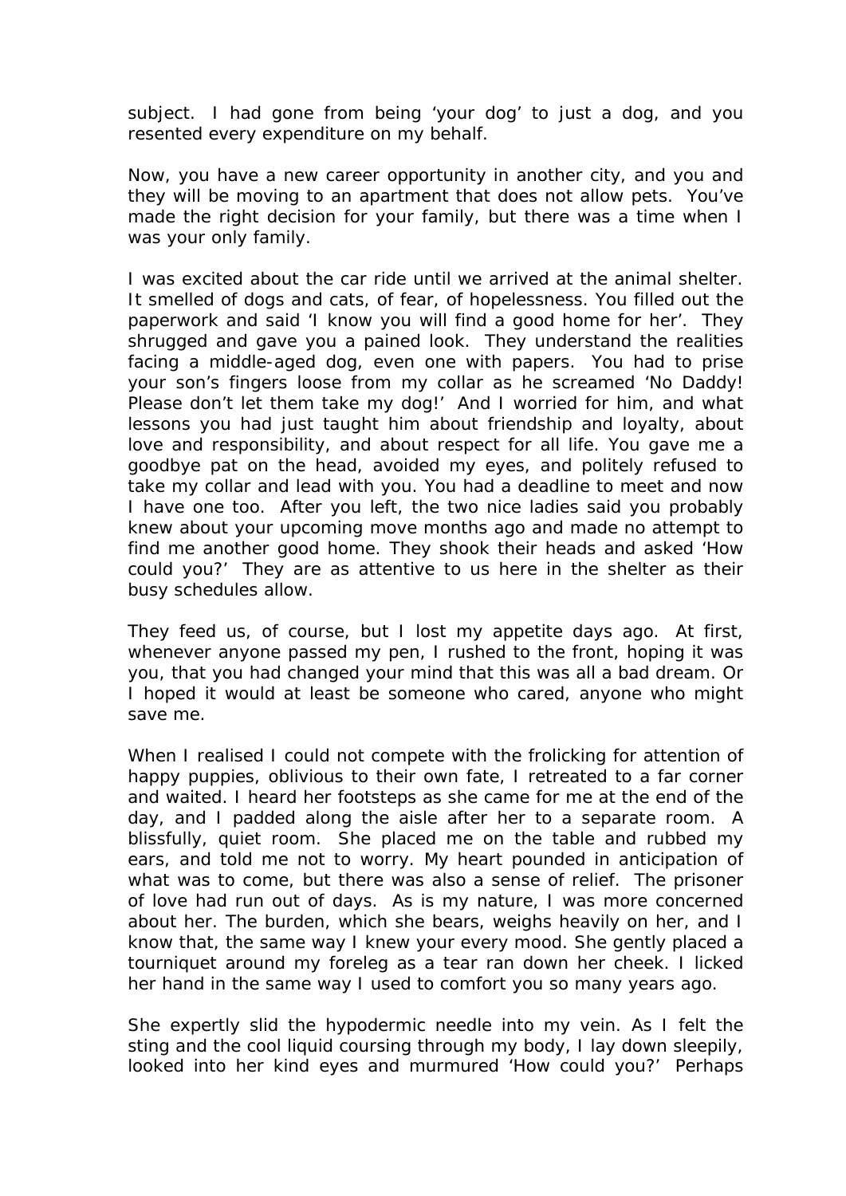subject. I had gone from being 'your dog' to just a dog, and you resented every expenditure on my behalf.

Now, you have a new career opportunity in another city, and you and they will be moving to an apartment that does not allow pets. You've made the right decision for your family, but there was a time when I was your only family.

I was excited about the car ride until we arrived at the animal shelter. It smelled of dogs and cats, of fear, of hopelessness. You filled out the paperwork and said 'I know you will find a good home for her'. They shrugged and gave you a pained look. They understand the realities facing a middle-aged dog, even one with papers. You had to prise your son's fingers loose from my collar as he screamed 'No Daddy! Please don't let them take my dog!' And I worried for him, and what lessons you had just taught him about friendship and loyalty, about love and responsibility, and about respect for all life. You gave me a goodbye pat on the head, avoided my eyes, and politely refused to take my collar and lead with you. You had a deadline to meet and now I have one too. After you left, the two nice ladies said you probably knew about your upcoming move months ago and made no attempt to find me another good home. They shook their heads and asked 'How could you?' They are as attentive to us here in the shelter as their busy schedules allow.

They feed us, of course, but I lost my appetite days ago. At first, whenever anyone passed my pen, I rushed to the front, hoping it was you, that you had changed your mind that this was all a bad dream. Or I hoped it would at least be someone who cared, anyone who might save me.

When I realised I could not compete with the frolicking for attention of happy puppies, oblivious to their own fate, I retreated to a far corner and waited. I heard her footsteps as she came for me at the end of the day, and I padded along the aisle after her to a separate room. A blissfully, quiet room. She placed me on the table and rubbed my ears, and told me not to worry. My heart pounded in anticipation of what was to come, but there was also a sense of relief. The prisoner of love had run out of days. As is my nature, I was more concerned about her. The burden, which she bears, weighs heavily on her, and I know that, the same way I knew your every mood. She gently placed a tourniquet around my foreleg as a tear ran down her cheek. I licked her hand in the same way I used to comfort you so many years ago.

She expertly slid the hypodermic needle into my vein. As I felt the sting and the cool liquid coursing through my body, I lay down sleepily, looked into her kind eyes and murmured 'How could you?' Perhaps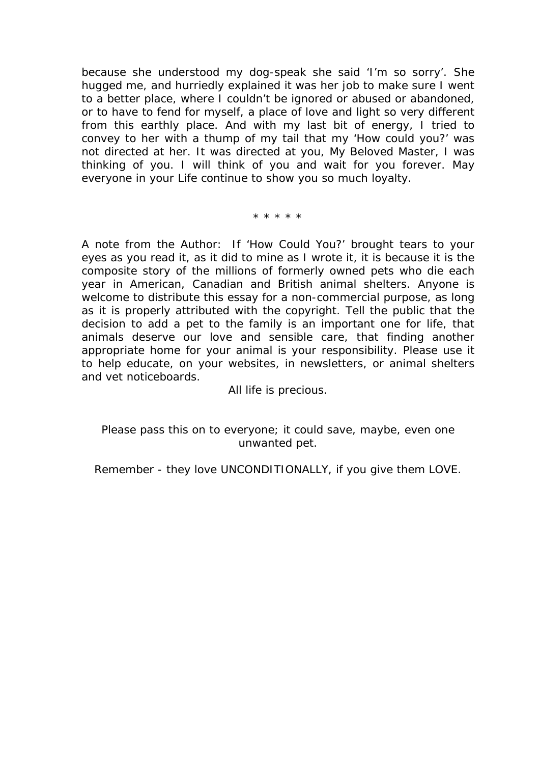because she understood my dog-speak she said 'I'm so sorry'. She hugged me, and hurriedly explained it was her job to make sure I went to a better place, where I couldn't be ignored or abused or abandoned, or to have to fend for myself, a place of love and light so very different from this earthly place. And with my last bit of energy, I tried to convey to her with a thump of my tail that my 'How could you?' was not directed at her. It was directed at you, My Beloved Master, I was thinking of you. I will think of you and wait for you forever. May everyone in your Life continue to show you so much loyalty.

\* \* \* \* \*

A note from the Author: If 'How Could You?' brought tears to your eyes as you read it, as it did to mine as I wrote it, it is because it is the composite story of the millions of formerly owned pets who die each year in American, Canadian and British animal shelters. Anyone is welcome to distribute this essay for a non-commercial purpose, as long as it is properly attributed with the copyright. Tell the public that the decision to add a pet to the family is an important one for life, that animals deserve our love and sensible care, that finding another appropriate home for your animal is your responsibility. Please use it to help educate, on your websites, in newsletters, or animal shelters and vet noticeboards.

All life is precious.

Please pass this on to everyone; it could save, maybe, even one unwanted pet.

Remember - they love UNCONDITIONALLY, if you give them LOVE.